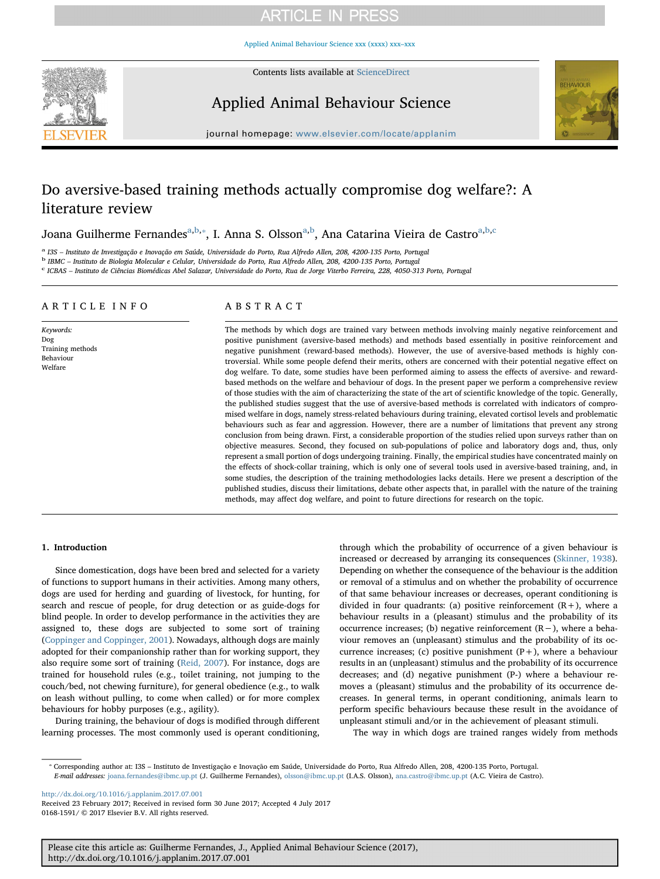# Do aversive-based training methods actually compromise dog welfare?: A literature review

Joana Guilherme Fernandes[a,b,*], I. Anna S. Olsson[a,b], Ana Catarina Vieira de Castro[a,b,c]

[a] I3S – Instituto de Investigação e Inovação em Saúde, Universidade do Porto, Rua Alfredo Allen, 208, 4200-135 Porto, Portugal
[b] IBMC – Instituto de Biologia Molecular e Celular, Universidade do Porto, Rua Alfredo Allen, 208, 4200-135 Porto, Portugal
[c] ICBAS – Instituto de Ciências Biomédicas Abel Salazar, Universidade do Porto, Rua de Jorge Viterbo Ferreira, 228, 4050-313 Porto, Portugal

## ARTICLE INFO

*Keywords:*
Dog
Training methods
Behaviour
Welfare

## ABSTRACT

The methods by which dogs are trained vary between methods involving mainly negative reinforcement and positive punishment (aversive-based methods) and methods based essentially in positive reinforcement and negative punishment (reward-based methods). However, the use of aversive-based methods is highly controversial. While some people defend their merits, others are concerned with their potential negative effect on dog welfare. To date, some studies have been performed aiming to assess the effects of aversive- and reward-based methods on the welfare and behaviour of dogs. In the present paper we perform a comprehensive review of those studies with the aim of characterizing the state of the art of scientific knowledge of the topic. Generally, the published studies suggest that the use of aversive-based methods is correlated with indicators of compromised welfare in dogs, namely stress-related behaviours during training, elevated cortisol levels and problematic behaviours such as fear and aggression. However, there are a number of limitations that prevent any strong conclusion from being drawn. First, a considerable proportion of the studies relied upon surveys rather than on objective measures. Second, they focused on sub-populations of police and laboratory dogs and, thus, only represent a small portion of dogs undergoing training. Finally, the empirical studies have concentrated mainly on the effects of shock-collar training, which is only one of several tools used in aversive-based training, and, in some studies, the description of the training methodologies lacks details. Here we present a description of the published studies, discuss their limitations, debate other aspects that, in parallel with the nature of the training methods, may affect dog welfare, and point to future directions for research on the topic.

## 1. Introduction

Since domestication, dogs have been bred and selected for a variety of functions to support humans in their activities. Among many others, dogs are used for herding and guarding of livestock, for hunting, for search and rescue of people, for drug detection or as guide-dogs for blind people. In order to develop performance in the activities they are assigned to, these dogs are subjected to some sort of training (Coppinger and Coppinger, 2001). Nowadays, although dogs are mainly adopted for their companionship rather than for working support, they also require some sort of training (Reid, 2007). For instance, dogs are trained for household rules (e.g., toilet training, not jumping to the couch/bed, not chewing furniture), for general obedience (e.g., to walk on leash without pulling, to come when called) or for more complex behaviours for hobby purposes (e.g., agility).

During training, the behaviour of dogs is modified through different learning processes. The most commonly used is operant conditioning, through which the probability of occurrence of a given behaviour is increased or decreased by arranging its consequences (Skinner, 1938). Depending on whether the consequence of the behaviour is the addition or removal of a stimulus and on whether the probability of occurrence of that same behaviour increases or decreases, operant conditioning is divided in four quadrants: (a) positive reinforcement (R+), where a behaviour results in a (pleasant) stimulus and the probability of its occurrence increases; (b) negative reinforcement (R−), where a behaviour removes an (unpleasant) stimulus and the probability of its occurrence increases; (c) positive punishment (P+), where a behaviour results in an (unpleasant) stimulus and the probability of its occurrence decreases; and (d) negative punishment (P-) where a behaviour removes a (pleasant) stimulus and the probability of its occurrence decreases. In general terms, in operant conditioning, animals learn to perform specific behaviours because these result in the avoidance of unpleasant stimuli and/or in the achievement of pleasant stimuli.

The way in which dogs are trained ranges widely from methods

---

* Corresponding author at: I3S – Instituto de Investigação e Inovação em Saúde, Universidade do Porto, Rua Alfredo Allen, 208, 4200-135 Porto, Portugal.
*E-mail addresses:* joana.fernandes@ibmc.up.pt (J. Guilherme Fernandes), olsson@ibmc.up.pt (I.A.S. Olsson), ana.castro@ibmc.up.pt (A.C. Vieira de Castro).

http://dx.doi.org/10.1016/j.applanim.2017.07.001
Received 23 February 2017; Received in revised form 30 June 2017; Accepted 4 July 2017
0168-1591/ © 2017 Elsevier B.V. All rights reserved.

Please cite this article as: Guilherme Fernandes, J., Applied Animal Behaviour Science (2017), http://dx.doi.org/10.1016/j.applanim.2017.07.001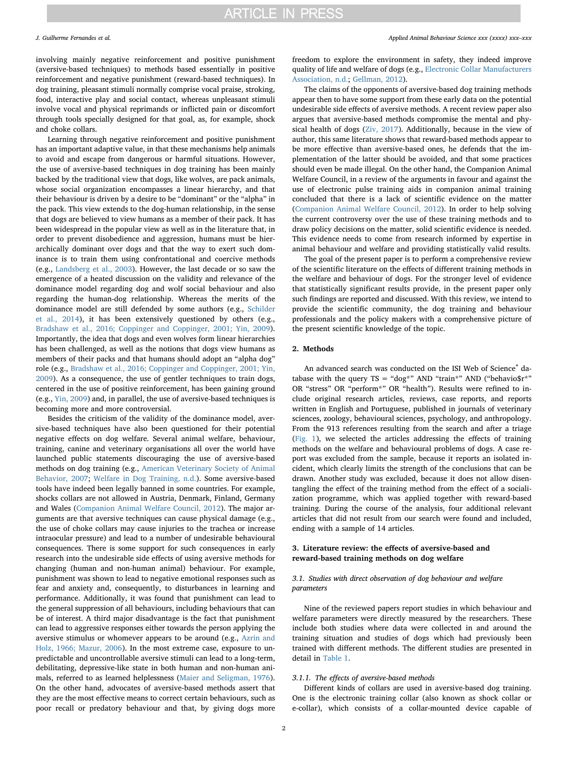involving mainly negative reinforcement and positive punishment (aversive-based techniques) to methods based essentially in positive reinforcement and negative punishment (reward-based techniques). In dog training, pleasant stimuli normally comprise vocal praise, stroking, food, interactive play and social contact, whereas unpleasant stimuli involve vocal and physical reprimands or inflicted pain or discomfort through tools specially designed for that goal, as, for example, shock and choke collars.

Learning through negative reinforcement and positive punishment has an important adaptive value, in that these mechanisms help animals to avoid and escape from dangerous or harmful situations. However, the use of aversive-based techniques in dog training has been mainly backed by the traditional view that dogs, like wolves, are pack animals, whose social organization encompasses a linear hierarchy, and that their behaviour is driven by a desire to be "dominant" or the "alpha" in the pack. This view extends to the dog-human relationship, in the sense that dogs are believed to view humans as a member of their pack. It has been widespread in the popular view as well as in the literature that, in order to prevent disobedience and aggression, humans must be hierarchically dominant over dogs and that the way to exert such dominance is to train them using confrontational and coercive methods (e.g., Landsberg et al., 2003). However, the last decade or so saw the emergence of a heated discussion on the validity and relevance of the dominance model regarding dog and wolf social behaviour and also regarding the human-dog relationship. Whereas the merits of the dominance model are still defended by some authors (e.g., Schilder et al., 2014), it has been extensively questioned by others (e.g., Bradshaw et al., 2016; Coppinger and Coppinger, 2001; Yin, 2009). Importantly, the idea that dogs and even wolves form linear hierarchies has been challenged, as well as the notions that dogs view humans as members of their packs and that humans should adopt an "alpha dog" role (e.g., Bradshaw et al., 2016; Coppinger and Coppinger, 2001; Yin, 2009). As a consequence, the use of gentler techniques to train dogs, centered in the use of positive reinforcement, has been gaining ground (e.g., Yin, 2009) and, in parallel, the use of aversive-based techniques is becoming more and more controversial.

Besides the criticism of the validity of the dominance model, aversive-based techniques have also been questioned for their potential negative effects on dog welfare. Several animal welfare, behaviour, training, canine and veterinary organisations all over the world have launched public statements discouraging the use of aversive-based methods on dog training (e.g., American Veterinary Society of Animal Behavior, 2007; Welfare in Dog Training, n.d.). Some aversive-based tools have indeed been legally banned in some countries. For example, shocks collars are not allowed in Austria, Denmark, Finland, Germany and Wales (Companion Animal Welfare Council, 2012). The major arguments are that aversive techniques can cause physical damage (e.g., the use of choke collars may cause injuries to the trachea or increase intraocular pressure) and lead to a number of undesirable behavioural consequences. There is some support for such consequences in early research into the undesirable side effects of using aversive methods for changing (human and non-human animal) behaviour. For example, punishment was shown to lead to negative emotional responses such as fear and anxiety and, consequently, to disturbances in learning and performance. Additionally, it was found that punishment can lead to the general suppression of all behaviours, including behaviours that can be of interest. A third major disadvantage is the fact that punishment can lead to aggressive responses either towards the person applying the aversive stimulus or whomever appears to be around (e.g., Azrin and Holz, 1966; Mazur, 2006). In the most extreme case, exposure to unpredictable and uncontrollable aversive stimuli can lead to a long-term, debilitating, depressive-like state in both human and non-human animals, referred to as learned helplessness (Maier and Seligman, 1976). On the other hand, advocates of aversive-based methods assert that they are the most effective means to correct certain behaviours, such as poor recall or predatory behaviour and that, by giving dogs more freedom to explore the environment in safety, they indeed improve quality of life and welfare of dogs (e.g., Electronic Collar Manufacturers Association, n.d.; Gellman, 2012).

The claims of the opponents of aversive-based dog training methods appear then to have some support from these early data on the potential undesirable side effects of aversive methods. A recent review paper also argues that aversive-based methods compromise the mental and physical health of dogs (Ziv, 2017). Additionally, because in the view of author, this same literature shows that reward-based methods appear to be more effective than aversive-based ones, he defends that the implementation of the latter should be avoided, and that some practices should even be made illegal. On the other hand, the Companion Animal Welfare Council, in a review of the arguments in favour and against the use of electronic pulse training aids in companion animal training concluded that there is a lack of scientific evidence on the matter (Companion Animal Welfare Council, 2012). In order to help solving the current controversy over the use of these training methods and to draw policy decisions on the matter, solid scientific evidence is needed. This evidence needs to come from research informed by expertise in animal behaviour and welfare and providing statistically valid results.

The goal of the present paper is to perform a comprehensive review of the scientific literature on the effects of different training methods in the welfare and behaviour of dogs. For the stronger level of evidence that statistically significant results provide, in the present paper only such findings are reported and discussed. With this review, we intend to provide the scientific community, the dog training and behaviour professionals and the policy makers with a comprehensive picture of the present scientific knowledge of the topic.

## 2. Methods

An advanced search was conducted on the ISI Web of Science® database with the query TS = "dog*" AND "train*" AND ("behavio$r*" OR "stress" OR "perform*" OR "health"). Results were refined to include original research articles, reviews, case reports, and reports written in English and Portuguese, published in journals of veterinary sciences, zoology, behavioural sciences, psychology, and anthropology. From the 913 references resulting from the search and after a triage (Fig. 1), we selected the articles addressing the effects of training methods on the welfare and behavioural problems of dogs. A case report was excluded from the sample, because it reports an isolated incident, which clearly limits the strength of the conclusions that can be drawn. Another study was excluded, because it does not allow disentangling the effect of the training method from the effect of a socialization programme, which was applied together with reward-based training. During the course of the analysis, four additional relevant articles that did not result from our search were found and included, ending with a sample of 14 articles.

## 3. Literature review: the effects of aversive-based and reward-based training methods on dog welfare

### 3.1. Studies with direct observation of dog behaviour and welfare parameters

Nine of the reviewed papers report studies in which behaviour and welfare parameters were directly measured by the researchers. These include both studies where data were collected in and around the training situation and studies of dogs which had previously been trained with different methods. The different studies are presented in detail in Table 1.

#### 3.1.1. The effects of aversive-based methods

Different kinds of collars are used in aversive-based dog training. One is the electronic training collar (also known as shock collar or e-collar), which consists of a collar-mounted device capable of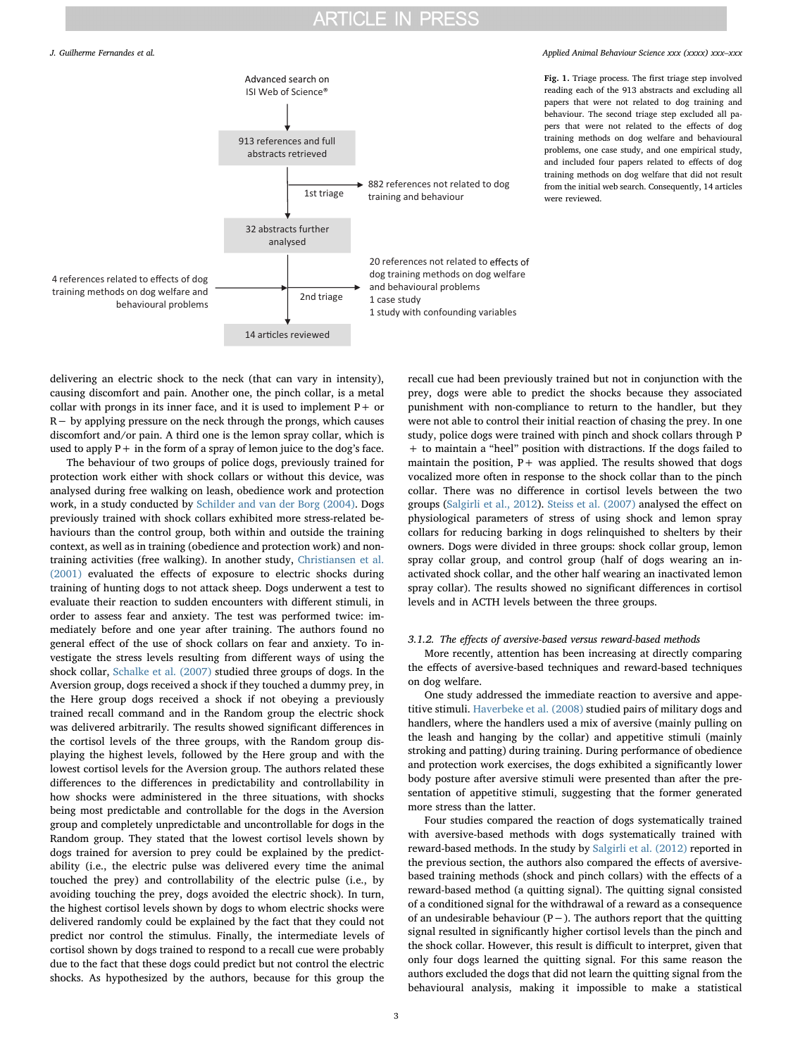**Fig. 1.** Triage process. The first triage step involved reading each of the 913 abstracts and excluding all papers that were not related to dog training and behaviour. The second triage step excluded all papers that were not related to the effects of dog training methods on dog welfare and behavioural problems, one case study, and one empirical study, and included four papers related to effects of dog training methods on dog welfare that did not result from the initial web search. Consequently, 14 articles were reviewed.

delivering an electric shock to the neck (that can vary in intensity), causing discomfort and pain. Another one, the pinch collar, is a metal collar with prongs in its inner face, and it is used to implement P+ or R− by applying pressure on the neck through the prongs, which causes discomfort and/or pain. A third one is the lemon spray collar, which is used to apply P+ in the form of a spray of lemon juice to the dog's face.

The behaviour of two groups of police dogs, previously trained for protection work either with shock collars or without this device, was analysed during free walking on leash, obedience work and protection work, in a study conducted by Schilder and van der Borg (2004). Dogs previously trained with shock collars exhibited more stress-related behaviours than the control group, both within and outside the training context, as well as in training (obedience and protection work) and non-training activities (free walking). In another study, Christiansen et al. (2001) evaluated the effects of exposure to electric shocks during training of hunting dogs to not attack sheep. Dogs underwent a test to evaluate their reaction to sudden encounters with different stimuli, in order to assess fear and anxiety. The test was performed twice: immediately before and one year after training. The authors found no general effect of the use of shock collars on fear and anxiety. To investigate the stress levels resulting from different ways of using the shock collar, Schalke et al. (2007) studied three groups of dogs. In the Aversion group, dogs received a shock if they touched a dummy prey, in the Here group dogs received a shock if not obeying a previously trained recall command and in the Random group the electric shock was delivered arbitrarily. The results showed significant differences in the cortisol levels of the three groups, with the Random group displaying the highest levels, followed by the Here group and with the lowest cortisol levels for the Aversion group. The authors related these differences to the differences in predictability and controllability in how shocks were administered in the three situations, with shocks being most predictable and controllable for the dogs in the Aversion group and completely unpredictable and uncontrollable for dogs in the Random group. They stated that the lowest cortisol levels shown by dogs trained for aversion to prey could be explained by the predictability (i.e., the electric pulse was delivered every time the animal touched the prey) and controllability of the electric pulse (i.e., by avoiding touching the prey, dogs avoided the electric shock). In turn, the highest cortisol levels shown by dogs to whom electric shocks were delivered randomly could be explained by the fact that they could not predict nor control the stimulus. Finally, the intermediate levels of cortisol shown by dogs trained to respond to a recall cue were probably due to the fact that these dogs could predict but not control the electric shocks. As hypothesized by the authors, because for this group the recall cue had been previously trained but not in conjunction with the prey, dogs were able to predict the shocks because they associated punishment with non-compliance to return to the handler, but they were not able to control their initial reaction of chasing the prey. In one study, police dogs were trained with pinch and shock collars through P+ to maintain a "heel" position with distractions. If the dogs failed to maintain the position, P+ was applied. The results showed that dogs vocalized more often in response to the shock collar than to the pinch collar. There was no difference in cortisol levels between the two groups (Salgirli et al., 2012). Steiss et al. (2007) analysed the effect on physiological parameters of stress of using shock and lemon spray collars for reducing barking in dogs relinquished to shelters by their owners. Dogs were divided in three groups: shock collar group, lemon spray collar group, and control group (half of dogs wearing an inactivated shock collar, and the other half wearing an inactivated lemon spray collar). The results showed no significant differences in cortisol levels and in ACTH levels between the three groups.

#### 3.1.2. The effects of aversive-based versus reward-based methods

More recently, attention has been increasing at directly comparing the effects of aversive-based techniques and reward-based techniques on dog welfare.

One study addressed the immediate reaction to aversive and appetitive stimuli. Haverbeke et al. (2008) studied pairs of military dogs and handlers, where the handlers used a mix of aversive (mainly pulling on the leash and hanging by the collar) and appetitive stimuli (mainly stroking and patting) during training. During performance of obedience and protection work exercises, the dogs exhibited a significantly lower body posture after aversive stimuli were presented than after the presentation of appetitive stimuli, suggesting that the former generated more stress than the latter.

Four studies compared the reaction of dogs systematically trained with aversive-based methods with dogs systematically trained with reward-based methods. In the study by Salgirli et al. (2012) reported in the previous section, the authors also compared the effects of aversive-based training methods (shock and pinch collars) with the effects of a reward-based method (a quitting signal). The quitting signal consisted of a conditioned signal for the withdrawal of a reward as a consequence of an undesirable behaviour (P−). The authors report that the quitting signal resulted in significantly higher cortisol levels than the pinch and the shock collar. However, this result is difficult to interpret, given that only four dogs learned the quitting signal. For this same reason the authors excluded the dogs that did not learn the quitting signal from the behavioural analysis, making it impossible to make a statistical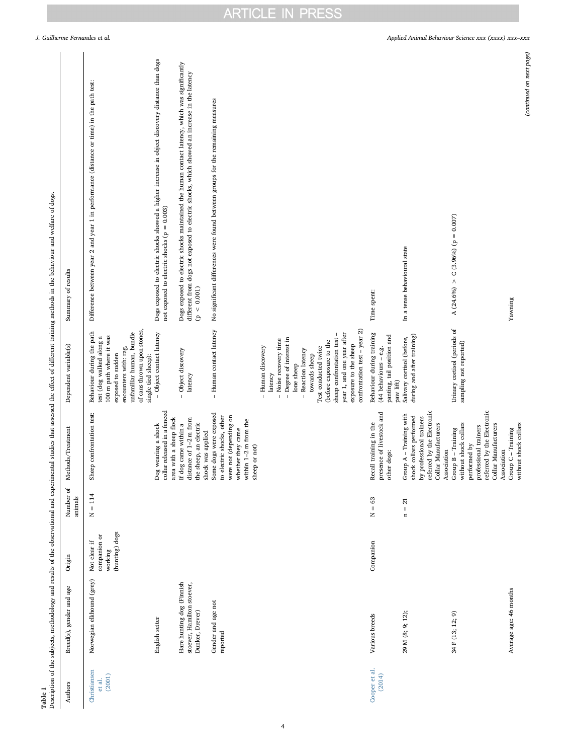**Table 1**
Description of the subjects, methodology and results of the observational and experimental studies that assessed the effect of different training methods in the behaviour and welfare of dogs.

| Authors | Breed(s), gender and age | Origin | Number of animals | Methods/Treatment | Dependent variable(s) | Summary of results |
|---|---|---|---|---|---|---|
| Christiansen et al. (2001) | Norwegian elkhound (grey) | Not clear if companion or working (hunting) dogs | N = 114 | Sheep confrontation test: | Behaviour during the path test (dog walked along a 100 m path where it was exposed to sudden encounters with: rag, unfamiliar human, bundle of cans thrown upon stones, single tied sheep): | Difference between year 2 and year 1 in performance (distance or time) in the path test: |
| | English setter | | | Dog wearing a shock collar released in a fenced area with a sheep flock | – Object contact latency | Dogs exposed to electric shocks showed a higher increase in object discovery distance than dogs not exposed to electric shocks ($p = 0.003$) |
| | Hare hunting dog (Finnish stoever, Hamilton stoever, Dunker, Drever) | | | If dog came within a distance of 1–2 m from the sheep, an electric shock was applied | – Object discovery latency | Dogs exposed to electric shocks maintained the human contact latency, which was significantly different from dogs not exposed to electric shocks, which showed an increase in the latency ($p < 0.001$) |
| | Gender and age not reported | | | Some dogs were exposed to electric shocks, other were not (depending on whether they came within 1–2 m from the sheep or not) | – Human contact latency<br>– Human discovery latency<br>– Noise recovery time<br>– Degree of interest in lone sheep<br>– Reaction latency towards sheep<br>Test conducted twice (before exposure to the sheep confrontation test – year 1, and one year after exposure to the sheep confrontation test – year 2) | No significant differences were found between groups for the remaining measures |
| Cooper et al. (2014) | Various breeds | Companion | N = 63 | Recall training in the presence of livestock and other dogs: | Behaviour during training (44 behaviours – e.g. panting, tail position and paw lift) | Time spent: |
| | 29 M (8; 9; 12); | | n = 21 | Group A – Training with shock collars performed by professional trainers referred by the Electronic Collar Manufacturers Association | Salivary cortisol (before, during and after training) | In a tense behavioural state |
| | 34 F (13; 12; 9) | | | Group B – Training without shock collars performed by professional trainers referred by the Electronic Collar Manufacturers Association | Urinary cortisol (periods of sampling not reported) | A (24.6%) > C (3.96%) ($p = 0.007$) |
| | Average age: 46 months | | | Group C – Training without shock collars | | Yawning |

*(continued on next page)*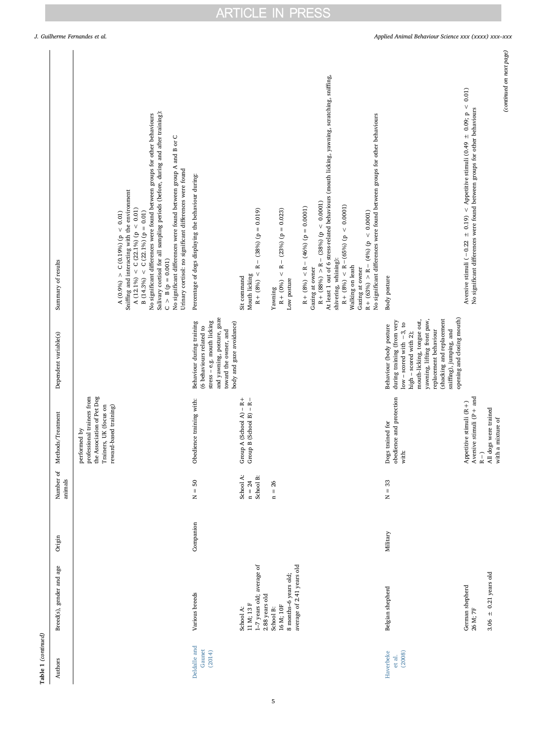**Table 1** (*continued*)

| Authors | Breed(s), gender and age | Origin | Number of animals | Methods/Treatment | Dependent variable(s) | Summary of results |
|---|---|---|---|---|---|---|
| | | | | performed by professional trainers from the Association of Pet Dog Trainers, UK (focus on reward-based training) | | A (0.9%) > C (0.19%) (p < 0.01)<br>Sniffing and interacting with the environment<br>A (12.1%) < C (22.1%) (p < 0.01)<br>B (14.3%) < C (22.1%) (p = 0.01)<br>No significant differences were found between groups for other behaviours<br>Salivary cortisol for all sampling periods (before, during and after training):<br>C > B (p = 0.001)<br>No significant differences were found between group A and B or C<br>Urinary cortisol: no significant differences were found |
| Deldalle and Gaunet (2014) | Various breeds<br><br>School A:<br>11 M; 13 F<br>1–7 years old; average of 2.88 years old<br>School B:<br>16 M; 10F<br>8 months–6 years old; average of 2.41 years old | Companion | N = 50<br><br>School A:<br>n = 24<br>School B:<br>n = 26 | Obedience training with:<br><br>Group A (School A) – R+<br>Group B (School B) – R− | Behaviour during training (6 behaviours related to stress – e.g. mouth licking and yawning, posture, gaze toward the owner, and body and gaze avoidance) | Percentage of dogs displaying the behaviour during:<br><br>Sit command<br>Mouth licking<br>R+ (8%) < R− (38%) (p = 0.019)<br>Yawning<br>R+ (0%) < R− (23%) (p = 0.023)<br>Low posture<br>R+ (8%) < R− (46%) (p = 0.0001)<br>Gazing at owner<br>R+ (88%) > R− (38%) (p < 0.0001)<br>At least 1 out of 6 stress-related behaviours (mouth licking, yawning, scratching, sniffing, shivering, whining):<br>R+ (8%) < R− (65%) (p < 0.0001)<br>Walking on leash<br>Gazing at owner<br>R+ (63%) > R− (4%) (p < 0.0001)<br>No significant differences were found between groups for other behaviours |
| Haverbeke et al. (2008) | Belgian shepherd<br><br>German shepherd<br>26 M; 7F<br><br>3.06 ± 0.21 years old | Military | N = 33 | Dogs trained for obedience and protection with:<br><br>Appetitive stimuli (R+)<br>Aversive stimuli (P+ and R−)<br>All dogs were trained with a mixture of | Behaviour (body posture during training (from very low – scored with −3, to high – scored with 2); mouth-licking, tongue out, yawning, lifting front paw, replacement behaviour (shacking and replacement sniffing), jumping, and opening and closing mouth) | Body posture<br><br>Aversive stimuli (−0.22 ± 0.19) < Appetitive stimuli (0.49 ± 0.09; p < 0.01)<br>No significant differences were found between groups for other behaviours |

(*continued on next page*)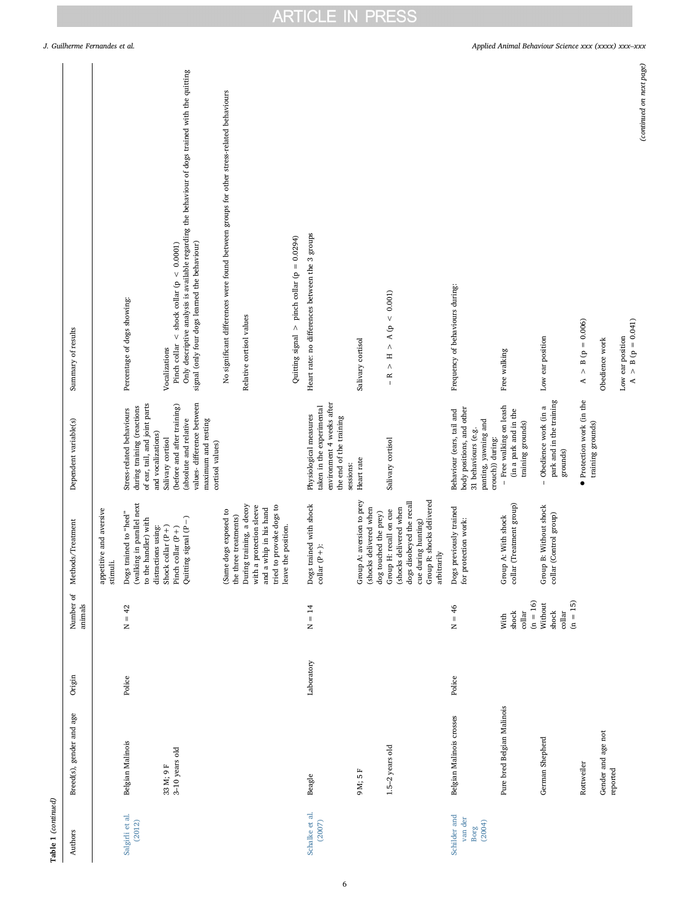Table 1 (continued)

| Authors | Breed(s), gender and age | Origin | Number of animals | Methods/Treatment | Dependent variable(s) | Summary of results |
|---|---|---|---|---|---|---|
| | | | | appetitive and aversive stimuli. | | |
| Salgirli et al. (2012) | Belgian Malinois<br>33 M; 9 F<br>3–10 years old | Police | N = 42 | Dogs trained to "heel" (walking in parallel next to the handler) with distractions using:<br>Shock collar (P+)<br>Pinch collar (P+)<br>Quitting signal (P−)<br>(Same dogs exposed to the three treatments)<br>During training, a decoy with a protection sleeve and a whip in his hand tried to provoke dogs to leave the position. | Stress-related behaviours during training (reactions of ear, tail, and joint parts and vocalizations)<br>Salivary cortisol (before and after training) (absolute and relative values- difference between maximum and resting cortisol values) | Percentage of dogs showing:<br>Vocalizations<br>Pinch collar < shock collar ($p < 0.0001$)<br>Only descriptive analysis is available regarding the behaviour of dogs trained with the quitting signal (only four dogs learned the behaviour)<br>No significant differences were found between groups for other stress-related behaviours<br>Relative cortisol values<br>Quitting signal > pinch collar ($p = 0.0294$) |
| Schalke et al. (2007) | Beagle<br>9 M; 5 F<br>1.5–2 years old | Laboratory | N = 14 | Dogs trained with shock collar (P+):<br>Group A: aversion to prey (shocks delivered when dog touched the prey)<br>Group H: recall on cue (shocks delivered when dogs disobeyed the recall cue during hunting)<br>Group R: shocks delivered arbitrarily | Physiological measures taken in the experimental environment 4 weeks after the end of the training sessions:<br>Heart rate<br>Salivary cortisol | Heart rate: no differences between the 3 groups<br>Salivary cortisol<br>– R > H > A ($p < 0.001$) |
| Schilder and van der Borg (2004) | Belgian Malinois crosses<br>Pure bred Belgian Malinois<br>German Shepherd<br>Rottweiler<br>Gender and age not reported | Police | N = 46<br>With shock collar (n = 16)<br>Without shock collar (n = 15) | Dogs previously trained for protection work:<br>Group A: With shock collar (Treatment group)<br>Group B: Without shock collar (Control group) | Behaviour (ears, tail and body positions, and other 31 behaviours (e.g. panting, yawning and crouch)) during:<br>– Free walking on leash (in a park and in the training grounds)<br>– Obedience work (in a park and in the training grounds)<br>● Protection work (in the training grounds) | Frequency of behaviours during:<br>Free walking<br>Low ear position<br>A > B ($p = 0.006$)<br>Obedience work<br>Low ear position<br>A > B ($p = 0.041$) |

(continued on next page)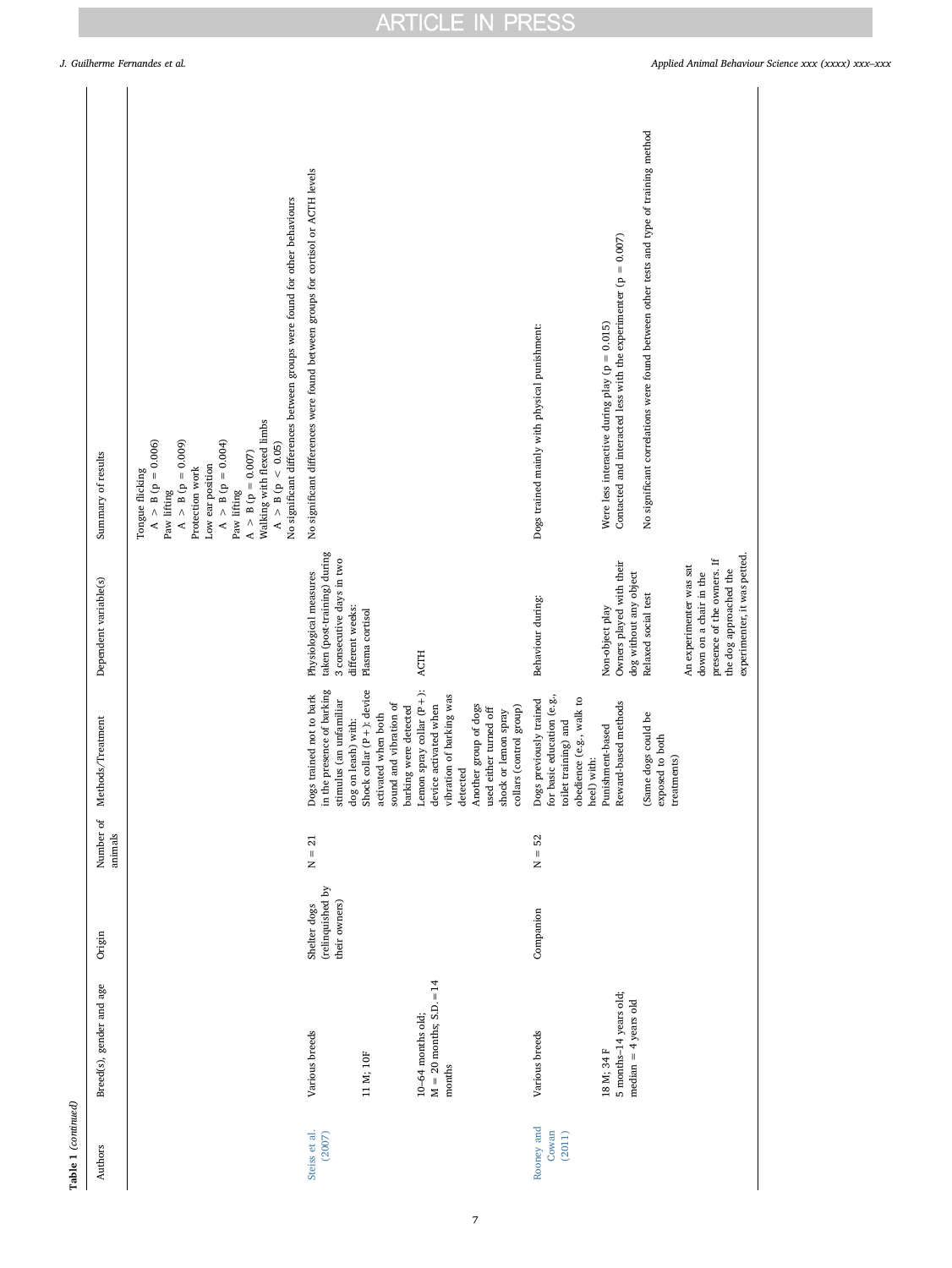Table 1 (continued)

| Authors | Breed(s), gender and age | Origin | Number of animals | Methods/Treatment | Dependent variable(s) | Summary of results |
|---|---|---|---|---|---|---|
| | | | | | | Tongue flicking<br>A > B (p = 0.006)<br>Paw lifting<br>A > B (p = 0.009)<br>Protection work<br>Low ear position<br>A > B (p = 0.004)<br>Paw lifting<br>A > B (p = 0.007)<br>Walking with flexed limbs<br>A > B (p < 0.05)<br>No significant differences between groups were found for other behaviours |
| Steiss et al. (2007) | Various breeds<br><br>11 M; 10F<br><br>10–64 months old; M = 20 months; S.D. =14 months | Shelter dogs (relinquished by their owners) | N = 21 | Dogs trained not to bark in the presence of barking stimulus (an unfamiliar dog on leash) with:<br>Shock collar (P+): device activated when both sound and vibration of barking were detected<br>Lemon spray collar (P+): device activated when vibration of barking was detected<br>Another group of dogs used either turned off shock or lemon spray collars (control group) | Physiological measures taken (post-training) during 3 consecutive days in two different weeks:<br>Plasma cortisol<br><br>ACTH | No significant differences were found between groups for cortisol or ACTH levels |
| Rooney and Cowan (2011) | Various breeds<br><br>18 M; 34 F<br>5 months–14 years old; median = 4 years old | Companion | N = 52 | Dogs previously trained for basic education (e.g., toilet training) and obedience (e.g., walk to heel) with:<br>Punishment-based<br>Reward-based methods<br><br>(Same dogs could be exposed to both treatments) | Behaviour during:<br><br>Non-object play<br>Owners played with their dog without any object<br>Relaxed social test<br><br>An experimenter was sat down on a chair in the presence of the owners. If the dog approached the experimenter, it was petted. | Dogs trained mainly with physical punishment:<br><br>Were less interactive during play (p = 0.015)<br>Contacted and interacted less with the experimenter (p = 0.007)<br><br>No significant correlations were found between other tests and type of training method |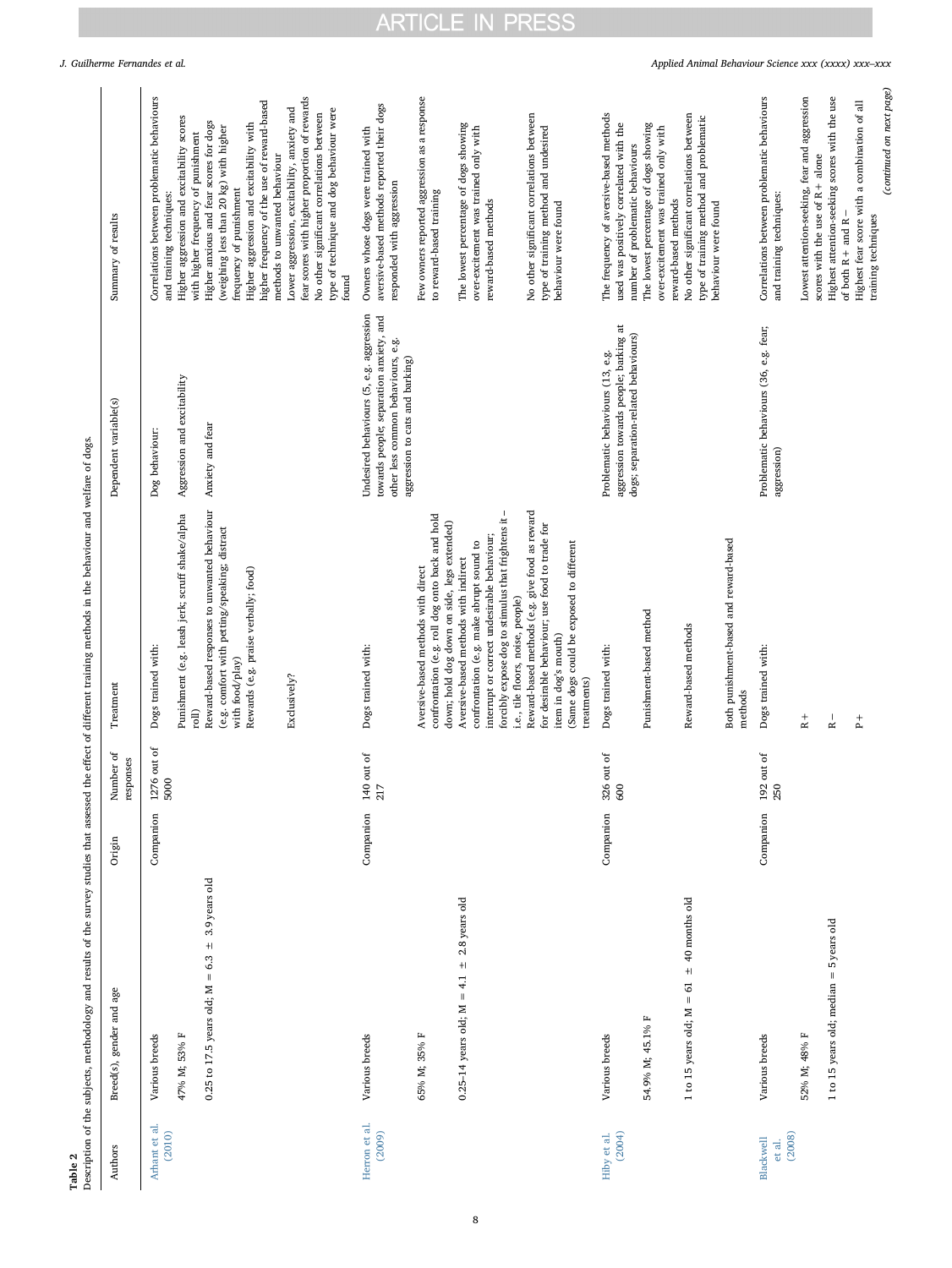**Table 2**
Description of the subjects, methodology and results of the survey studies that assessed the effect of different training methods in the behaviour and welfare of dogs.

| Authors | Breed(s), gender and age | Origin | Number of responses | Treatment | Dependent variable(s) | Summary of results |
|---|---|---|---|---|---|---|
| Arhant et al. (2010) | Various breeds<br>47% M; 53% F<br>0.25 to 17.5 years old; M = 6.3 ± 3.9 years old | Companion | 1276 out of 5000 | Dogs trained with:<br>Punishment (e.g. leash jerk; scruff shake/alpha roll)<br>Reward-based responses to unwanted behaviour (e.g. comfort with petting/speaking; distract with food/play)<br>Rewards (e.g. praise verbally; food)<br>Exclusively? | Dog behaviour:<br>Aggression and excitability<br>Anxiety and fear | Correlations between problematic behaviours and training techniques:<br>Higher aggression and excitability scores with higher frequency of punishment<br>Higher anxious and fear scores for dogs (weighing less than 20 kg) with higher frequency of punishment<br>Higher aggression and excitability with higher frequency of the use of reward-based methods to unwanted behaviour<br>Lower aggression, excitability, anxiety and fear scores with higher proportion of rewards<br>No other significant correlations between type of technique and dog behaviour were found |
| Herron et al. (2009) | Various breeds<br>65% M; 35% F<br>0.25–14 years old; M = 4.1 ± 2.8 years old | Companion | 140 out of 217 | Dogs trained with:<br>Aversive-based methods with direct confrontation (e.g. roll dog onto back and hold down; hold dog down on side, legs extended)<br>Aversive-based methods with indirect confrontation (e.g. make abrupt sound to interrupt or correct undesirable behaviour; forcibly expose dog to stimulus that frightens it – i.e., tile floors, noise, people)<br>Reward-based methods (e.g. give food as reward for desirable behaviour; use food to trade for item in dog's mouth)<br>(Same dogs could be exposed to different treatments) | Undesired behaviours (5, e.g. aggression towards people, separation anxiety, and other less common behaviours, e.g. aggression to cats and barking) | Owners whose dogs were trained with aversive-based methods reported their dogs responded with aggression<br>Few owners reported aggression as a response to reward-based training<br>The lowest percentage of dogs showing over-excitement was trained only with reward-based methods<br>No other significant correlations between type of training method and undesired behaviour were found |
| Hiby et al. (2004) | Various breeds<br>54.9% M; 45.1% F<br>1 to 15 years old; M = 61 ± 40 months old | Companion | 326 out of 600 | Dogs trained with:<br>Punishment-based method<br>Reward-based methods<br>Both punishment-based and reward-based methods | Problematic behaviours (13, e.g. aggression towards people; barking at dogs; separation-related behaviours) | The frequency of aversive-based methods used was positively correlated with the number of problematic behaviours<br>The lowest percentage of dogs showing over-excitement was trained only with reward-based methods<br>No other significant correlations between type of training method and problematic behaviour were found |
| Blackwell et al. (2008) | Various breeds<br>52% M; 48% F<br>1 to 15 years old; median = 5 years old | Companion | 192 out of 250 | Dogs trained with:<br>R +<br>R −<br>P + | Problematic behaviours (36, e.g. fear; aggression) | Correlations between problematic behaviours and training techniques:<br>Lowest attention-seeking, fear and aggression scores with the use of R + alone<br>Highest attention-seeking scores with the use of both R + and R −<br>Highest fear score with a combination of all training techniques |

*(continued on next page)*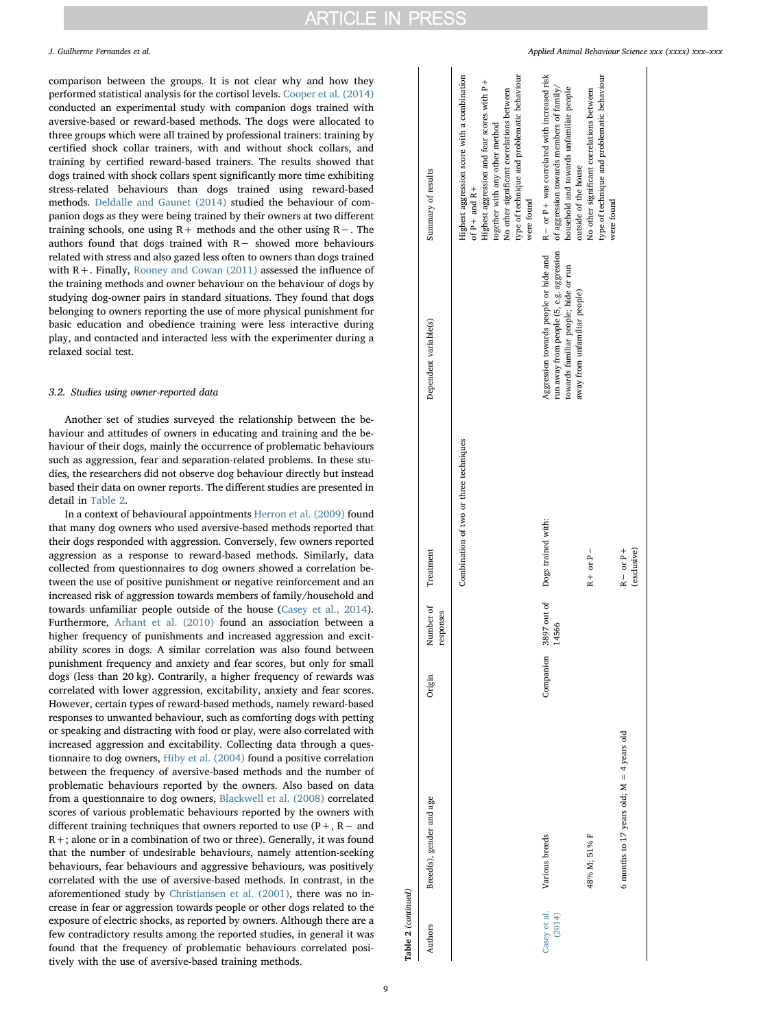comparison between the groups. It is not clear why and how they performed statistical analysis for the cortisol levels. Cooper et al. (2014) conducted an experimental study with companion dogs trained with aversive-based or reward-based methods. The dogs were allocated to three groups which were all trained by professional trainers: training by certified shock collar trainers, with and without shock collars, and training by certified reward-based trainers. The results showed that dogs trained with shock collars spent significantly more time exhibiting stress-related behaviours than dogs trained using reward-based methods. Deldalle and Gaunet (2014) studied the behaviour of companion dogs as they were being trained by their owners at two different training schools, one using R+ methods and the other using R−. The authors found that dogs trained with R− showed more behaviours related with stress and also gazed less often to owners than dogs trained with R+. Finally, Rooney and Cowan (2011) assessed the influence of the training methods and owner behaviour on the behaviour of dogs by studying dog-owner pairs in standard situations. They found that dogs belonging to owners reporting the use of more physical punishment for basic education and obedience training were less interactive during play, and contacted and interacted less with the experimenter during a relaxed social test.

### 3.2. Studies using owner-reported data

Another set of studies surveyed the relationship between the behaviour and attitudes of owners in educating and training and the behaviour of their dogs, mainly the occurrence of problematic behaviours such as aggression, fear and separation-related problems. In these studies, the researchers did not observe dog behaviour directly but instead based their data on owner reports. The different studies are presented in detail in Table 2.

In a context of behavioural appointments Herron et al. (2009) found that many dog owners who used aversive-based methods reported that their dogs responded with aggression. Conversely, few owners reported aggression as a response to reward-based methods. Similarly, data collected from questionnaires to dog owners showed a correlation between the use of positive punishment or negative reinforcement and an increased risk of aggression towards members of family/household and towards unfamiliar people outside of the house (Casey et al., 2014). Furthermore, Arhant et al. (2010) found an association between a higher frequency of punishments and increased aggression and excitability scores in dogs. A similar correlation was also found between punishment frequency and anxiety and fear scores, but only for small dogs (less than 20 kg). Contrarily, a higher frequency of rewards was correlated with lower aggression, excitability, anxiety and fear scores. However, certain types of reward-based methods, namely reward-based responses to unwanted behaviour, such as comforting dogs with petting or speaking and distracting with food or play, were also correlated with increased aggression and excitability. Collecting data through a questionnaire to dog owners, Hiby et al. (2004) found a positive correlation between the frequency of aversive-based methods and the number of problematic behaviours reported by the owners. Also based on data from a questionnaire to dog owners, Blackwell et al. (2008) correlated scores of various problematic behaviours reported by the owners with different training techniques that owners reported to use (P+, R− and R+; alone or in a combination of two or three). Generally, it was found that the number of undesirable behaviours, namely attention-seeking behaviours, fear behaviours and aggressive behaviours, was positively correlated with the use of aversive-based methods. In contrast, in the aforementioned study by Christiansen et al. (2001), there was no increase in fear or aggression towards people or other dogs related to the exposure of electric shocks, as reported by owners. Although there are a few contradictory results among the reported studies, in general it was found that the frequency of problematic behaviours correlated positively with the use of aversive-based training methods.

**Table 2** (continued)

| Authors | Breed(s), gender and age | Origin | Number of responses | Treatment | Dependent variable(s) | Summary of results |
|---|---|---|---|---|---|---|
| | | | | Combination of two or three techniques | | Highest aggression score with a combination of P+ and R+<br>Highest aggression and fear scores with P+ together with any other method<br>No other significant correlations between type of technique and problematic behaviour were found |
| Casey et al. (2014) | Various breeds | Companion | 3897 out of 14566 | Dogs trained with: | Aggression towards people or hide and run away from people (5, e.g. aggression towards familiar people; hide or run away from unfamiliar people) | R− or P+ was correlated with increased risk of aggression towards members of family/household and towards unfamiliar people outside of the house |
| | 48% M; 51% F | | | R+ or P− | | No other significant correlations between type of technique and problematic behaviour were found |
| | 6 months to 17 years old; M = 4 years old | | | R− or P+ (exclusive) | | |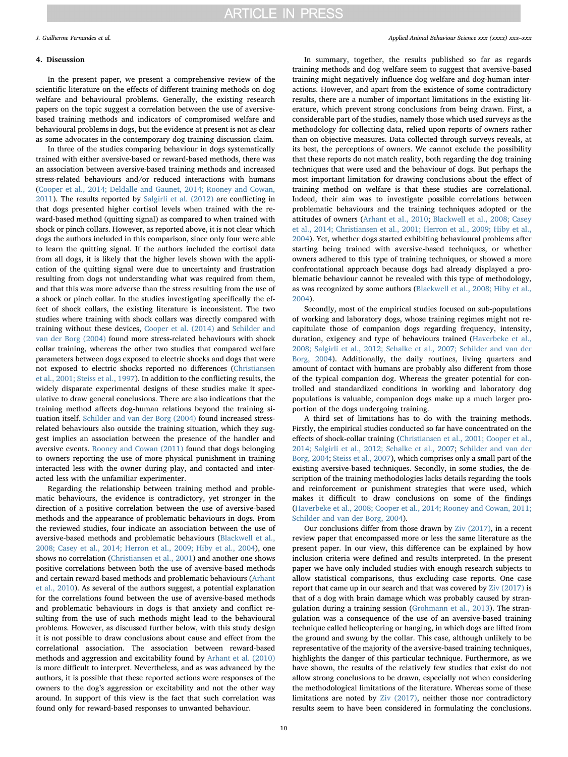## 4. Discussion

In the present paper, we present a comprehensive review of the scientific literature on the effects of different training methods on dog welfare and behavioural problems. Generally, the existing research papers on the topic suggest a correlation between the use of aversive-based training methods and indicators of compromised welfare and behavioural problems in dogs, but the evidence at present is not as clear as some advocates in the contemporary dog training discussion claim.

In three of the studies comparing behaviour in dogs systematically trained with either aversive-based or reward-based methods, there was an association between aversive-based training methods and increased stress-related behaviours and/or reduced interactions with humans (Cooper et al., 2014; Deldalle and Gaunet, 2014; Rooney and Cowan, 2011). The results reported by Salgirli et al. (2012) are conflicting in that dogs presented higher cortisol levels when trained with the reward-based method (quitting signal) as compared to when trained with shock or pinch collars. However, as reported above, it is not clear which dogs the authors included in this comparison, since only four were able to learn the quitting signal. If the authors included the cortisol data from all dogs, it is likely that the higher levels shown with the application of the quitting signal were due to uncertainty and frustration resulting from dogs not understanding what was required from them, and that this was more adverse than the stress resulting from the use of a shock or pinch collar. In the studies investigating specifically the effect of shock collars, the existing literature is inconsistent. The two studies where training with shock collars was directly compared with training without these devices, Cooper et al. (2014) and Schilder and van der Borg (2004) found more stress-related behaviours with shock collar training, whereas the other two studies that compared welfare parameters between dogs exposed to electric shocks and dogs that were not exposed to electric shocks reported no differences (Christiansen et al., 2001; Steiss et al., 1997). In addition to the conflicting results, the widely disparate experimental designs of these studies make it speculative to draw general conclusions. There are also indications that the training method affects dog-human relations beyond the training situation itself. Schilder and van der Borg (2004) found increased stress-related behaviours also outside the training situation, which they suggest implies an association between the presence of the handler and aversive events. Rooney and Cowan (2011) found that dogs belonging to owners reporting the use of more physical punishment in training interacted less with the owner during play, and contacted and interacted less with the unfamiliar experimenter.

Regarding the relationship between training method and problematic behaviours, the evidence is contradictory, yet stronger in the direction of a positive correlation between the use of aversive-based methods and the appearance of problematic behaviours in dogs. From the reviewed studies, four indicate an association between the use of aversive-based methods and problematic behaviours (Blackwell et al., 2008; Casey et al., 2014; Herron et al., 2009; Hiby et al., 2004), one shows no correlation (Christiansen et al., 2001) and another one shows positive correlations between both the use of aversive-based methods and certain reward-based methods and problematic behaviours (Arhant et al., 2010). As several of the authors suggest, a potential explanation for the correlations found between the use of aversive-based methods and problematic behaviours in dogs is that anxiety and conflict resulting from the use of such methods might lead to the behavioural problems. However, as discussed further below, with this study design it is not possible to draw conclusions about cause and effect from the correlational association. The association between reward-based methods and aggression and excitability found by Arhant et al. (2010) is more difficult to interpret. Nevertheless, and as was advanced by the authors, it is possible that these reported actions were responses of the owners to the dog's aggression or excitability and not the other way around. In support of this view is the fact that such correlation was found only for reward-based responses to unwanted behaviour.

In summary, together, the results published so far as regards training methods and dog welfare seem to suggest that aversive-based training might negatively influence dog welfare and dog-human interactions. However, and apart from the existence of some contradictory results, there are a number of important limitations in the existing literature, which prevent strong conclusions from being drawn. First, a considerable part of the studies, namely those which used surveys as the methodology for collecting data, relied upon reports of owners rather than on objective measures. Data collected through surveys reveals, at its best, the perceptions of owners. We cannot exclude the possibility that these reports do not match reality, both regarding the dog training techniques that were used and the behaviour of dogs. But perhaps the most important limitation for drawing conclusions about the effect of training method on welfare is that these studies are correlational. Indeed, their aim was to investigate possible correlations between problematic behaviours and the training techniques adopted or the attitudes of owners (Arhant et al., 2010; Blackwell et al., 2008; Casey et al., 2014; Christiansen et al., 2001; Herron et al., 2009; Hiby et al., 2004). Yet, whether dogs started exhibiting behavioural problems after starting being trained with aversive-based techniques, or whether owners adhered to this type of training techniques, or showed a more confrontational approach because dogs had already displayed a problematic behaviour cannot be revealed with this type of methodology, as was recognized by some authors (Blackwell et al., 2008; Hiby et al., 2004).

Secondly, most of the empirical studies focused on sub-populations of working and laboratory dogs, whose training regimes might not recapitulate those of companion dogs regarding frequency, intensity, duration, exigency and type of behaviours trained (Haverbeke et al., 2008; Salgirli et al., 2012; Schalke et al., 2007; Schilder and van der Borg, 2004). Additionally, the daily routines, living quarters and amount of contact with humans are probably also different from those of the typical companion dog. Whereas the greater potential for controlled and standardized conditions in working and laboratory dog populations is valuable, companion dogs make up a much larger proportion of the dogs undergoing training.

A third set of limitations has to do with the training methods. Firstly, the empirical studies conducted so far have concentrated on the effects of shock-collar training (Christiansen et al., 2001; Cooper et al., 2014; Salgirli et al., 2012; Schalke et al., 2007; Schilder and van der Borg, 2004; Steiss et al., 2007), which comprises only a small part of the existing aversive-based techniques. Secondly, in some studies, the description of the training methodologies lacks details regarding the tools and reinforcement or punishment strategies that were used, which makes it difficult to draw conclusions on some of the findings (Haverbeke et al., 2008; Cooper et al., 2014; Rooney and Cowan, 2011; Schilder and van der Borg, 2004).

Our conclusions differ from those drawn by Ziv (2017), in a recent review paper that encompassed more or less the same literature as the present paper. In our view, this difference can be explained by how inclusion criteria were defined and results interpreted. In the present paper we have only included studies with enough research subjects to allow statistical comparisons, thus excluding case reports. One case report that came up in our search and that was covered by Ziv (2017) is that of a dog with brain damage which was probably caused by strangulation during a training session (Grohmann et al., 2013). The strangulation was a consequence of the use of an aversive-based training technique called helicoptering or hanging, in which dogs are lifted from the ground and swung by the collar. This case, although unlikely to be representative of the majority of the aversive-based training techniques, highlights the danger of this particular technique. Furthermore, as we have shown, the results of the relatively few studies that exist do not allow strong conclusions to be drawn, especially not when considering the methodological limitations of the literature. Whereas some of these limitations are noted by Ziv (2017), neither those nor contradictory results seem to have been considered in formulating the conclusions.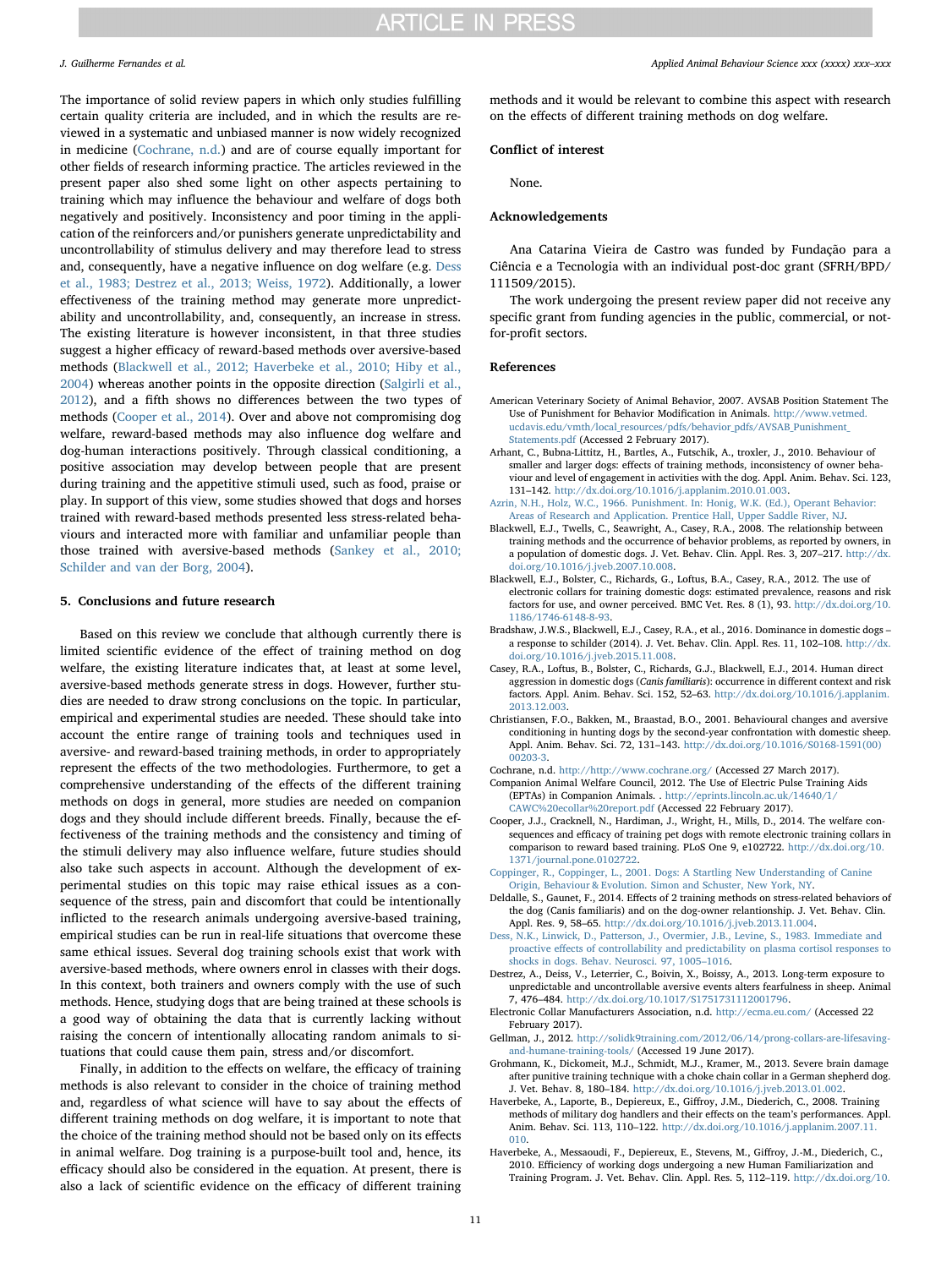The importance of solid review papers in which only studies fulfilling certain quality criteria are included, and in which the results are reviewed in a systematic and unbiased manner is now widely recognized in medicine (Cochrane, n.d.) and are of course equally important for other fields of research informing practice. The articles reviewed in the present paper also shed some light on other aspects pertaining to training which may influence the behaviour and welfare of dogs both negatively and positively. Inconsistency and poor timing in the application of the reinforcers and/or punishers generate unpredictability and uncontrollability of stimulus delivery and may therefore lead to stress and, consequently, have a negative influence on dog welfare (e.g. Dess et al., 1983; Destrez et al., 2013; Weiss, 1972). Additionally, a lower effectiveness of the training method may generate more unpredictability and uncontrollability, and, consequently, an increase in stress. The existing literature is however inconsistent, in that three studies suggest a higher efficacy of reward-based methods over aversive-based methods (Blackwell et al., 2012; Haverbeke et al., 2010; Hiby et al., 2004) whereas another points in the opposite direction (Salgirli et al., 2012), and a fifth shows no differences between the two types of methods (Cooper et al., 2014). Over and above not compromising dog welfare, reward-based methods may also influence dog welfare and dog-human interactions positively. Through classical conditioning, a positive association may develop between people that are present during training and the appetitive stimuli used, such as food, praise or play. In support of this view, some studies showed that dogs and horses trained with reward-based methods presented less stress-related behaviours and interacted more with familiar and unfamiliar people than those trained with aversive-based methods (Sankey et al., 2010; Schilder and van der Borg, 2004).

## 5. Conclusions and future research

Based on this review we conclude that although currently there is limited scientific evidence of the effect of training method on dog welfare, the existing literature indicates that, at least at some level, aversive-based methods generate stress in dogs. However, further studies are needed to draw strong conclusions on the topic. In particular, empirical and experimental studies are needed. These should take into account the entire range of training tools and techniques used in aversive- and reward-based training methods, in order to appropriately represent the effects of the two methodologies. Furthermore, to get a comprehensive understanding of the effects of the different training methods on dogs in general, more studies are needed on companion dogs and they should include different breeds. Finally, because the effectiveness of the training methods and the consistency and timing of the stimuli delivery may also influence welfare, future studies should also take such aspects in account. Although the development of experimental studies on this topic may raise ethical issues as a consequence of the stress, pain and discomfort that could be intentionally inflicted to the research animals undergoing aversive-based training, empirical studies can be run in real-life situations that overcome these same ethical issues. Several dog training schools exist that work with aversive-based methods, where owners enrol in classes with their dogs. In this context, both trainers and owners comply with the use of such methods. Hence, studying dogs that are being trained at these schools is a good way of obtaining the data that is currently lacking without raising the concern of intentionally allocating random animals to situations that could cause them pain, stress and/or discomfort.

Finally, in addition to the effects on welfare, the efficacy of training methods is also relevant to consider in the choice of training method and, regardless of what science will have to say about the effects of different training methods on dog welfare, it is important to note that the choice of the training method should not be based only on its effects in animal welfare. Dog training is a purpose-built tool and, hence, its efficacy should also be considered in the equation. At present, there is also a lack of scientific evidence on the efficacy of different training methods and it would be relevant to combine this aspect with research on the effects of different training methods on dog welfare.

## Conflict of interest

None.

## Acknowledgements

Ana Catarina Vieira de Castro was funded by Fundação para a Ciência e a Tecnologia with an individual post-doc grant (SFRH/BPD/111509/2015).

The work undergoing the present review paper did not receive any specific grant from funding agencies in the public, commercial, or not-for-profit sectors.

## References

American Veterinary Society of Animal Behavior, 2007. AVSAB Position Statement The Use of Punishment for Behavior Modification in Animals. http://www.vetmed.ucdavis.edu/vmth/local_resources/pdfs/behavior_pdfs/AVSAB_Punishment_Statements.pdf (Accessed 2 February 2017).

Arhant, C., Bubna-Littitz, H., Bartles, A., Futschik, A., troxler, J., 2010. Behaviour of smaller and larger dogs: effects of training methods, inconsistency of owner behaviour and level of engagement in activities with the dog. Appl. Anim. Behav. Sci. 123, 131–142. http://dx.doi.org/10.1016/j.applanim.2010.01.003.

Azrin, N.H., Holz, W.C., 1966. Punishment. In: Honig, W.K. (Ed.), Operant Behavior: Areas of Research and Application. Prentice Hall, Upper Saddle River, NJ.

Blackwell, E.J., Twells, C., Seawright, A., Casey, R.A., 2008. The relationship between training methods and the occurrence of behavior problems, as reported by owners, in a population of domestic dogs. J. Vet. Behav. Clin. Appl. Res. 3, 207–217. http://dx.doi.org/10.1016/j.jveb.2007.10.008.

Blackwell, E.J., Bolster, C., Richards, G., Loftus, B.A., Casey, R.A., 2012. The use of electronic collars for training domestic dogs: estimated prevalence, reasons and risk factors for use, and owner perceived. BMC Vet. Res. 8 (1), 93. http://dx.doi.org/10.1186/1746-6148-8-93.

Bradshaw, J.W.S., Blackwell, E.J., Casey, R.A., et al., 2016. Dominance in domestic dogs – a response to schilder (2014). J. Vet. Behav. Clin. Appl. Res. 11, 102–108. http://dx.doi.org/10.1016/j.jveb.2015.11.008.

Casey, R.A., Loftus, B., Bolster, C., Richards, G.J., Blackwell, E.J., 2014. Human direct aggression in domestic dogs (*Canis familiaris*): occurrence in different context and risk factors. Appl. Anim. Behav. Sci. 152, 52–63. http://dx.doi.org/10.1016/j.applanim.2013.12.003.

Christiansen, F.O., Bakken, M., Braastad, B.O., 2001. Behavioural changes and aversive conditioning in hunting dogs by the second-year confrontation with domestic sheep. Appl. Anim. Behav. Sci. 72, 131–143. http://dx.doi.org/10.1016/S0168-1591(00)00203-3.

Cochrane, n.d. http://http://www.cochrane.org/ (Accessed 27 March 2017).

Companion Animal Welfare Council, 2012. The Use of Electric Pulse Training Aids (EPTAs) in Companion Animals. . http://eprints.lincoln.ac.uk/14640/1/CAWC%20ecollar%20report.pdf (Accessed 22 February 2017).

Cooper, J.J., Cracknell, N., Hardiman, J., Wright, H., Mills, D., 2014. The welfare consequences and efficacy of training pet dogs with remote electronic training collars in comparison to reward based training. PLoS One 9, e102722. http://dx.doi.org/10.1371/journal.pone.0102722.

Coppinger, R., Coppinger, L., 2001. Dogs: A Startling New Understanding of Canine Origin, Behaviour & Evolution. Simon and Schuster, New York, NY.

Deldalle, S., Gaunet, F., 2014. Effects of 2 training methods on stress-related behaviors of the dog (Canis familiaris) and on the dog-owner relationship. J. Vet. Behav. Clin. Appl. Res. 9, 58–65. http://dx.doi.org/10.1016/j.jveb.2013.11.004.

Dess, N.K., Linwick, D., Patterson, J., Overmier, J.B., Levine, S., 1983. Immediate and proactive effects of controllability and predictability on plasma cortisol responses to shocks in dogs. Behav. Neurosci. 97, 1005–1016.

Destrez, A., Deiss, V., Leterrier, C., Boivin, X., Boissy, A., 2013. Long-term exposure to unpredictable and uncontrollable aversive events alters fearfulness in sheep. Animal 7, 476–484. http://dx.doi.org/10.1017/S1751731112001796.

Electronic Collar Manufacturers Association, n.d. http://ecma.eu.com/ (Accessed 22 February 2017).

Gellman, J., 2012. http://solidk9training.com/2012/06/14/prong-collars-are-lifesaving-and-humane-training-tools/ (Accessed 19 June 2017).

Grohmann, K., Dickomeit, M.J., Schmidt, M.J., Kramer, M., 2013. Severe brain damage after punitive training technique with a choke chain collar in a German shepherd dog. J. Vet. Behav. 8, 180–184. http://dx.doi.org/10.1016/j.jveb.2013.01.002.

Haverbeke, A., Laporte, B., Depiereux, E., Giffroy, J.M., Diederich, C., 2008. Training methods of military dog handlers and their effects on the team's performances. Appl. Anim. Behav. Sci. 113, 110–122. http://dx.doi.org/10.1016/j.applanim.2007.11.010.

Haverbeke, A., Messaoudi, F., Depiereux, E., Stevens, M., Giffroy, J.-M., Diederich, C., 2010. Efficiency of working dogs undergoing a new Human Familiarization and Training Program. J. Vet. Behav. Clin. Appl. Res. 5, 112–119. http://dx.doi.org/10.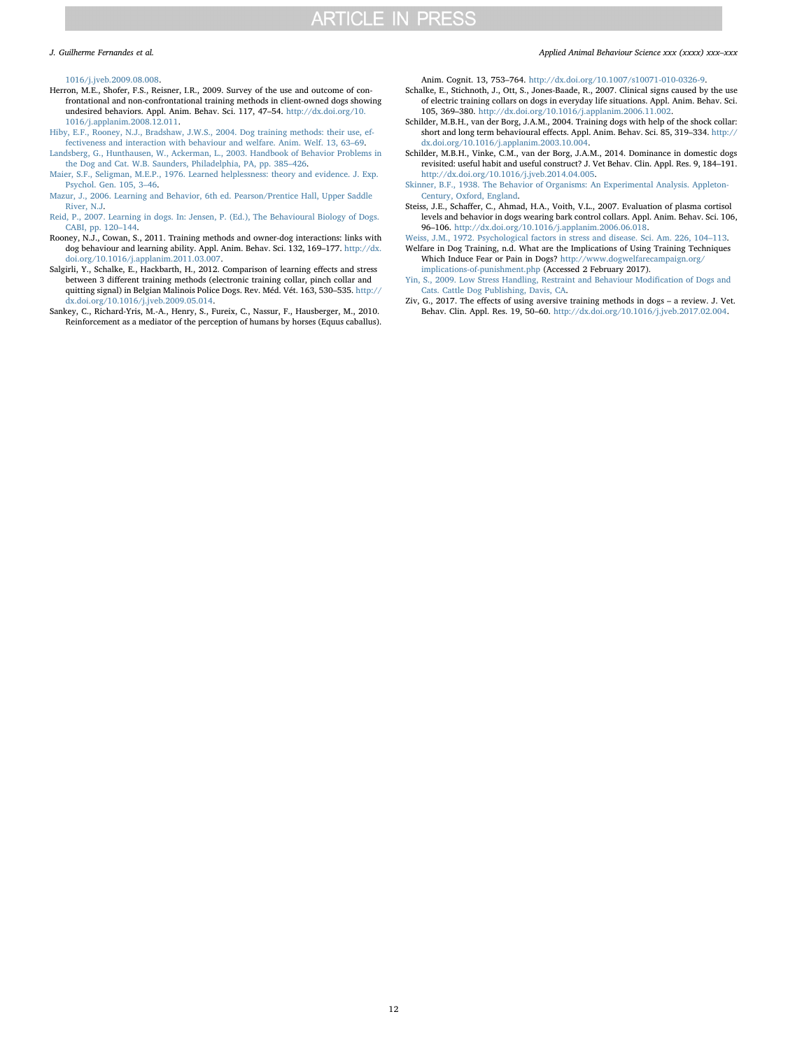1016/j.jveb.2009.08.008.

Herron, M.E., Shofer, F.S., Reisner, I.R., 2009. Survey of the use and outcome of confrontational and non-confrontational training methods in client-owned dogs showing undesired behaviors. Appl. Anim. Behav. Sci. 117, 47–54. http://dx.doi.org/10.1016/j.applanim.2008.12.011.

Hiby, E.F., Rooney, N.J., Bradshaw, J.W.S., 2004. Dog training methods: their use, effectiveness and interaction with behaviour and welfare. Anim. Welf. 13, 63–69.

Landsberg, G., Hunthausen, W., Ackerman, L., 2003. Handbook of Behavior Problems in the Dog and Cat. W.B. Saunders, Philadelphia, PA, pp. 385–426.

Maier, S.F., Seligman, M.E.P., 1976. Learned helplessness: theory and evidence. J. Exp. Psychol. Gen. 105, 3–46.

Mazur, J., 2006. Learning and Behavior, 6th ed. Pearson/Prentice Hall, Upper Saddle River, N.J.

Reid, P., 2007. Learning in dogs. In: Jensen, P. (Ed.), The Behavioural Biology of Dogs. CABI, pp. 120–144.

Rooney, N.J., Cowan, S., 2011. Training methods and owner-dog interactions: links with dog behaviour and learning ability. Appl. Anim. Behav. Sci. 132, 169–177. http://dx.doi.org/10.1016/j.applanim.2011.03.007.

Salgirli, Y., Schalke, E., Hackbarth, H., 2012. Comparison of learning effects and stress between 3 different training methods (electronic training collar, pinch collar and quitting signal) in Belgian Malinois Police Dogs. Rev. Méd. Vét. 163, 530–535. http://dx.doi.org/10.1016/j.jveb.2009.05.014.

Sankey, C., Richard-Yris, M.-A., Henry, S., Fureix, C., Nassur, F., Hausberger, M., 2010. Reinforcement as a mediator of the perception of humans by horses (Equus caballus). Anim. Cognit. 13, 753–764. http://dx.doi.org/10.1007/s10071-010-0326-9.

Schalke, E., Stichnoth, J., Ott, S., Jones-Baade, R., 2007. Clinical signs caused by the use of electric training collars on dogs in everyday life situations. Appl. Anim. Behav. Sci. 105, 369–380. http://dx.doi.org/10.1016/j.applanim.2006.11.002.

Schilder, M.B.H., van der Borg, J.A.M., 2004. Training dogs with help of the shock collar: short and long term behavioural effects. Appl. Anim. Behav. Sci. 85, 319–334. http://dx.doi.org/10.1016/j.applanim.2003.10.004.

Schilder, M.B.H., Vinke, C.M., van der Borg, J.A.M., 2014. Dominance in domestic dogs revisited: useful habit and useful construct? J. Vet Behav. Clin. Appl. Res. 9, 184–191. http://dx.doi.org/10.1016/j.jveb.2014.04.005.

Skinner, B.F., 1938. The Behavior of Organisms: An Experimental Analysis. Appleton-Century, Oxford, England.

Steiss, J.E., Schaffer, C., Ahmad, H.A., Voith, V.L., 2007. Evaluation of plasma cortisol levels and behavior in dogs wearing bark control collars. Appl. Anim. Behav. Sci. 106, 96–106. http://dx.doi.org/10.1016/j.applanim.2006.06.018.

Weiss, J.M., 1972. Psychological factors in stress and disease. Sci. Am. 226, 104–113.

Welfare in Dog Training, n.d. What are the Implications of Using Training Techniques Which Induce Fear or Pain in Dogs? http://www.dogwelfarecampaign.org/implications-of-punishment.php (Accessed 2 February 2017).

Yin, S., 2009. Low Stress Handling, Restraint and Behaviour Modification of Dogs and Cats. Cattle Dog Publishing, Davis, CA.

Ziv, G., 2017. The effects of using aversive training methods in dogs – a review. J. Vet. Behav. Clin. Appl. Res. 19, 50–60. http://dx.doi.org/10.1016/j.jveb.2017.02.004.